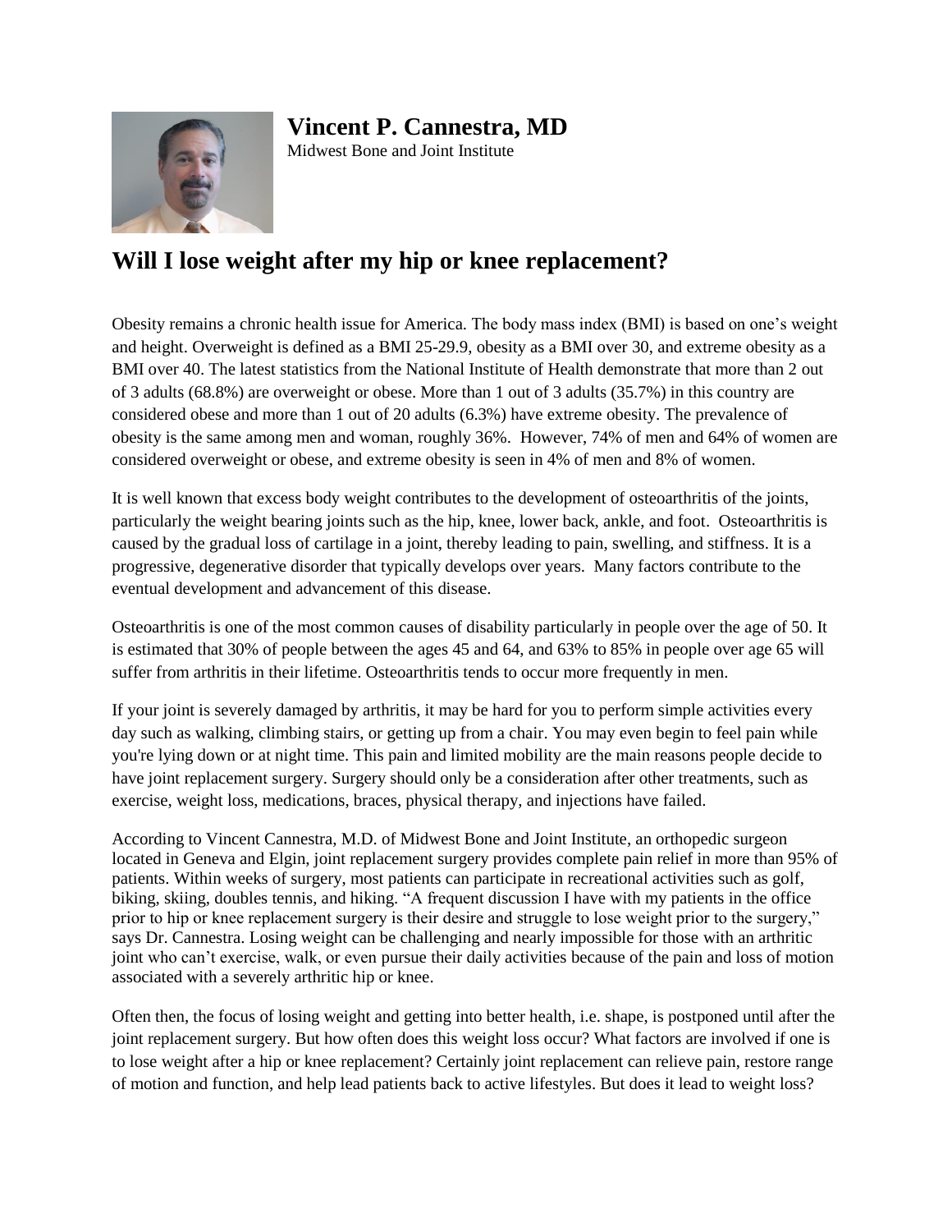**Vincent P. Cannestra, MD**
Midwest Bone and Joint Institute

## Will I lose weight after my hip or knee replacement?

Obesity remains a chronic health issue for America. The body mass index (BMI) is based on one's weight and height. Overweight is defined as a BMI 25-29.9, obesity as a BMI over 30, and extreme obesity as a BMI over 40. The latest statistics from the National Institute of Health demonstrate that more than 2 out of 3 adults (68.8%) are overweight or obese. More than 1 out of 3 adults (35.7%) in this country are considered obese and more than 1 out of 20 adults (6.3%) have extreme obesity. The prevalence of obesity is the same among men and woman, roughly 36%. However, 74% of men and 64% of women are considered overweight or obese, and extreme obesity is seen in 4% of men and 8% of women.

It is well known that excess body weight contributes to the development of osteoarthritis of the joints, particularly the weight bearing joints such as the hip, knee, lower back, ankle, and foot. Osteoarthritis is caused by the gradual loss of cartilage in a joint, thereby leading to pain, swelling, and stiffness. It is a progressive, degenerative disorder that typically develops over years. Many factors contribute to the eventual development and advancement of this disease.

Osteoarthritis is one of the most common causes of disability particularly in people over the age of 50. It is estimated that 30% of people between the ages 45 and 64, and 63% to 85% in people over age 65 will suffer from arthritis in their lifetime. Osteoarthritis tends to occur more frequently in men.

If your joint is severely damaged by arthritis, it may be hard for you to perform simple activities every day such as walking, climbing stairs, or getting up from a chair. You may even begin to feel pain while you're lying down or at night time. This pain and limited mobility are the main reasons people decide to have joint replacement surgery. Surgery should only be a consideration after other treatments, such as exercise, weight loss, medications, braces, physical therapy, and injections have failed.

According to Vincent Cannestra, M.D. of Midwest Bone and Joint Institute, an orthopedic surgeon located in Geneva and Elgin, joint replacement surgery provides complete pain relief in more than 95% of patients. Within weeks of surgery, most patients can participate in recreational activities such as golf, biking, skiing, doubles tennis, and hiking. "A frequent discussion I have with my patients in the office prior to hip or knee replacement surgery is their desire and struggle to lose weight prior to the surgery," says Dr. Cannestra. Losing weight can be challenging and nearly impossible for those with an arthritic joint who can't exercise, walk, or even pursue their daily activities because of the pain and loss of motion associated with a severely arthritic hip or knee.

Often then, the focus of losing weight and getting into better health, i.e. shape, is postponed until after the joint replacement surgery. But how often does this weight loss occur? What factors are involved if one is to lose weight after a hip or knee replacement? Certainly joint replacement can relieve pain, restore range of motion and function, and help lead patients back to active lifestyles. But does it lead to weight loss?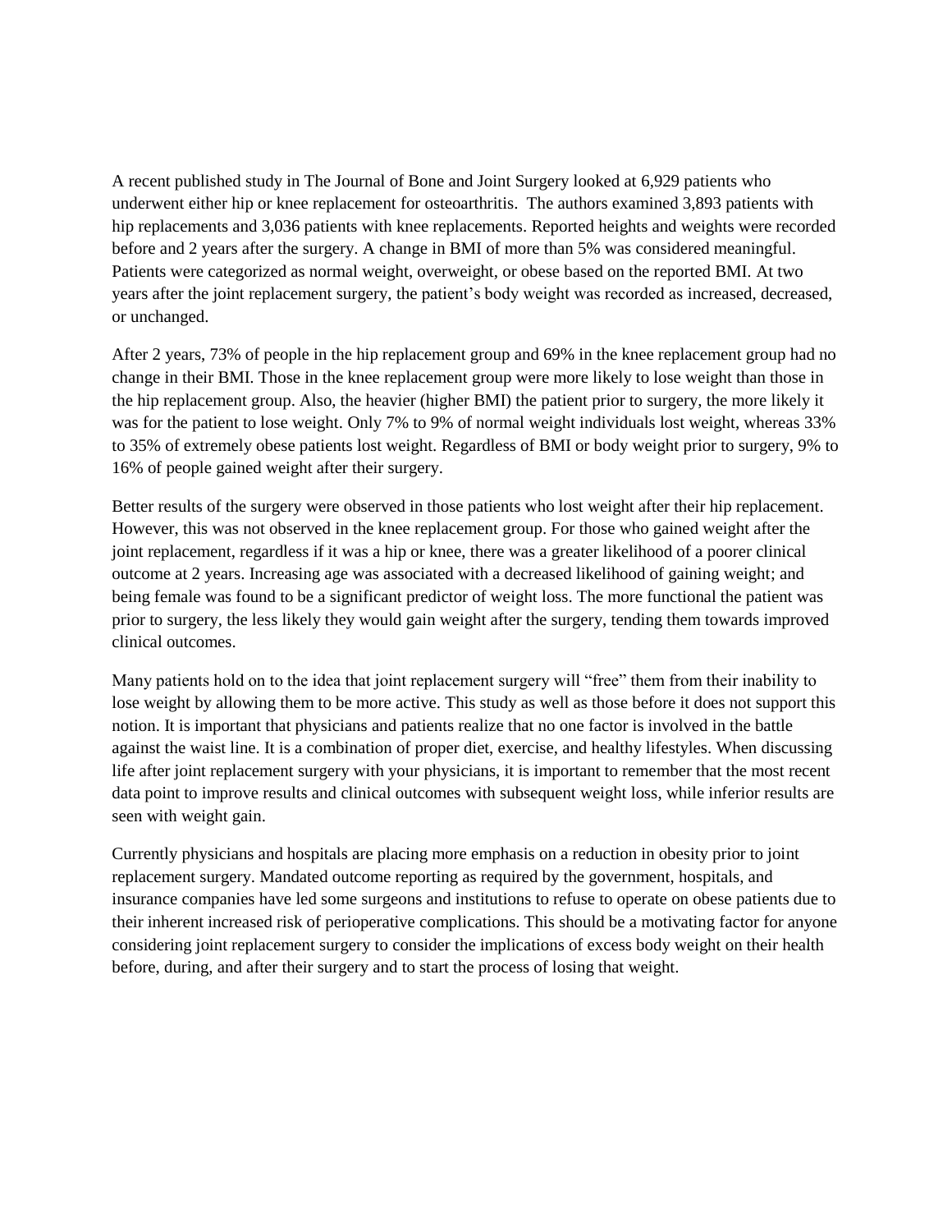A recent published study in The Journal of Bone and Joint Surgery looked at 6,929 patients who underwent either hip or knee replacement for osteoarthritis. The authors examined 3,893 patients with hip replacements and 3,036 patients with knee replacements. Reported heights and weights were recorded before and 2 years after the surgery. A change in BMI of more than 5% was considered meaningful. Patients were categorized as normal weight, overweight, or obese based on the reported BMI. At two years after the joint replacement surgery, the patient's body weight was recorded as increased, decreased, or unchanged.

After 2 years, 73% of people in the hip replacement group and 69% in the knee replacement group had no change in their BMI. Those in the knee replacement group were more likely to lose weight than those in the hip replacement group. Also, the heavier (higher BMI) the patient prior to surgery, the more likely it was for the patient to lose weight. Only 7% to 9% of normal weight individuals lost weight, whereas 33% to 35% of extremely obese patients lost weight. Regardless of BMI or body weight prior to surgery, 9% to 16% of people gained weight after their surgery.

Better results of the surgery were observed in those patients who lost weight after their hip replacement. However, this was not observed in the knee replacement group. For those who gained weight after the joint replacement, regardless if it was a hip or knee, there was a greater likelihood of a poorer clinical outcome at 2 years. Increasing age was associated with a decreased likelihood of gaining weight; and being female was found to be a significant predictor of weight loss. The more functional the patient was prior to surgery, the less likely they would gain weight after the surgery, tending them towards improved clinical outcomes.

Many patients hold on to the idea that joint replacement surgery will "free" them from their inability to lose weight by allowing them to be more active. This study as well as those before it does not support this notion. It is important that physicians and patients realize that no one factor is involved in the battle against the waist line. It is a combination of proper diet, exercise, and healthy lifestyles. When discussing life after joint replacement surgery with your physicians, it is important to remember that the most recent data point to improve results and clinical outcomes with subsequent weight loss, while inferior results are seen with weight gain.

Currently physicians and hospitals are placing more emphasis on a reduction in obesity prior to joint replacement surgery. Mandated outcome reporting as required by the government, hospitals, and insurance companies have led some surgeons and institutions to refuse to operate on obese patients due to their inherent increased risk of perioperative complications. This should be a motivating factor for anyone considering joint replacement surgery to consider the implications of excess body weight on their health before, during, and after their surgery and to start the process of losing that weight.